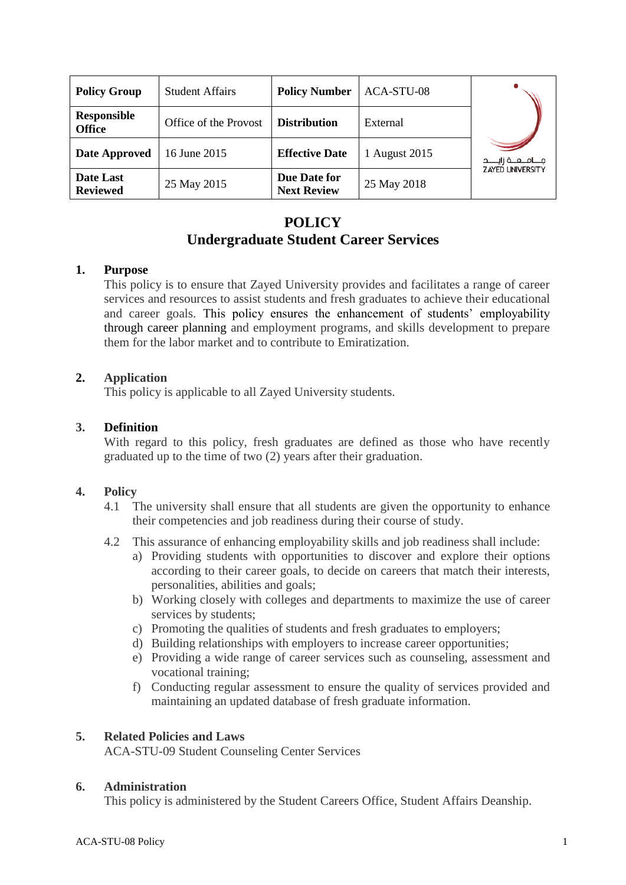| Policy Group | Student Affairs | Policy Number | ACA-STU-08 |
|---|---|---|---|
| Responsible Office | Office of the Provost | Distribution | External |
| Date Approved | 16 June 2015 | Effective Date | 1 August 2015 |
| Date Last Reviewed | 25 May 2015 | Due Date for Next Review | 25 May 2018 |

جامعة زايد
ZAYED UNIVERSITY

# POLICY
# Undergraduate Student Career Services

## 1. Purpose

This policy is to ensure that Zayed University provides and facilitates a range of career services and resources to assist students and fresh graduates to achieve their educational and career goals. This policy ensures the enhancement of students' employability through career planning and employment programs, and skills development to prepare them for the labor market and to contribute to Emiratization.

## 2. Application

This policy is applicable to all Zayed University students.

## 3. Definition

With regard to this policy, fresh graduates are defined as those who have recently graduated up to the time of two (2) years after their graduation.

## 4. Policy

4.1 The university shall ensure that all students are given the opportunity to enhance their competencies and job readiness during their course of study.

4.2 This assurance of enhancing employability skills and job readiness shall include:

a) Providing students with opportunities to discover and explore their options according to their career goals, to decide on careers that match their interests, personalities, abilities and goals;

b) Working closely with colleges and departments to maximize the use of career services by students;

c) Promoting the qualities of students and fresh graduates to employers;

d) Building relationships with employers to increase career opportunities;

e) Providing a wide range of career services such as counseling, assessment and vocational training;

f) Conducting regular assessment to ensure the quality of services provided and maintaining an updated database of fresh graduate information.

## 5. Related Policies and Laws

ACA-STU-09 Student Counseling Center Services

## 6. Administration

This policy is administered by the Student Careers Office, Student Affairs Deanship.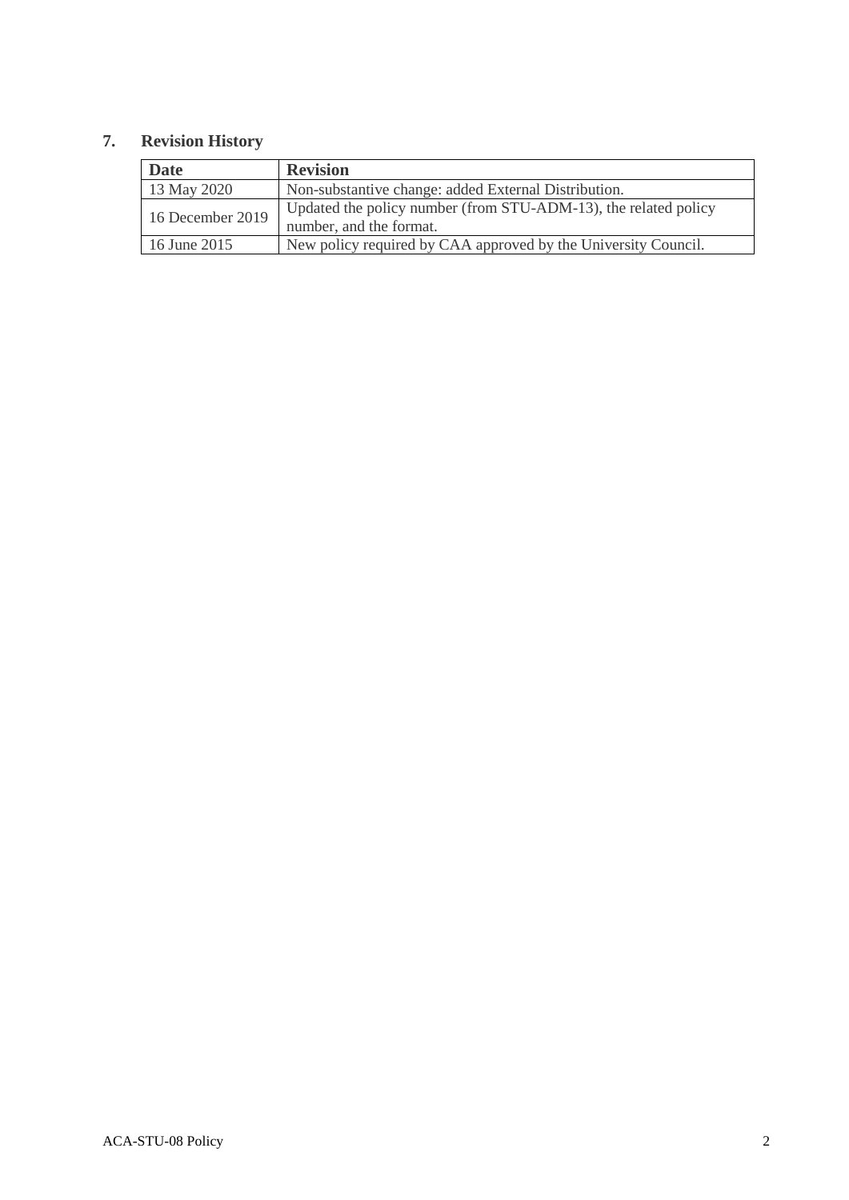## 7. Revision History

| Date | Revision |
|---|---|
| 13 May 2020 | Non-substantive change: added External Distribution. |
| 16 December 2019 | Updated the policy number (from STU-ADM-13), the related policy number, and the format. |
| 16 June 2015 | New policy required by CAA approved by the University Council. |